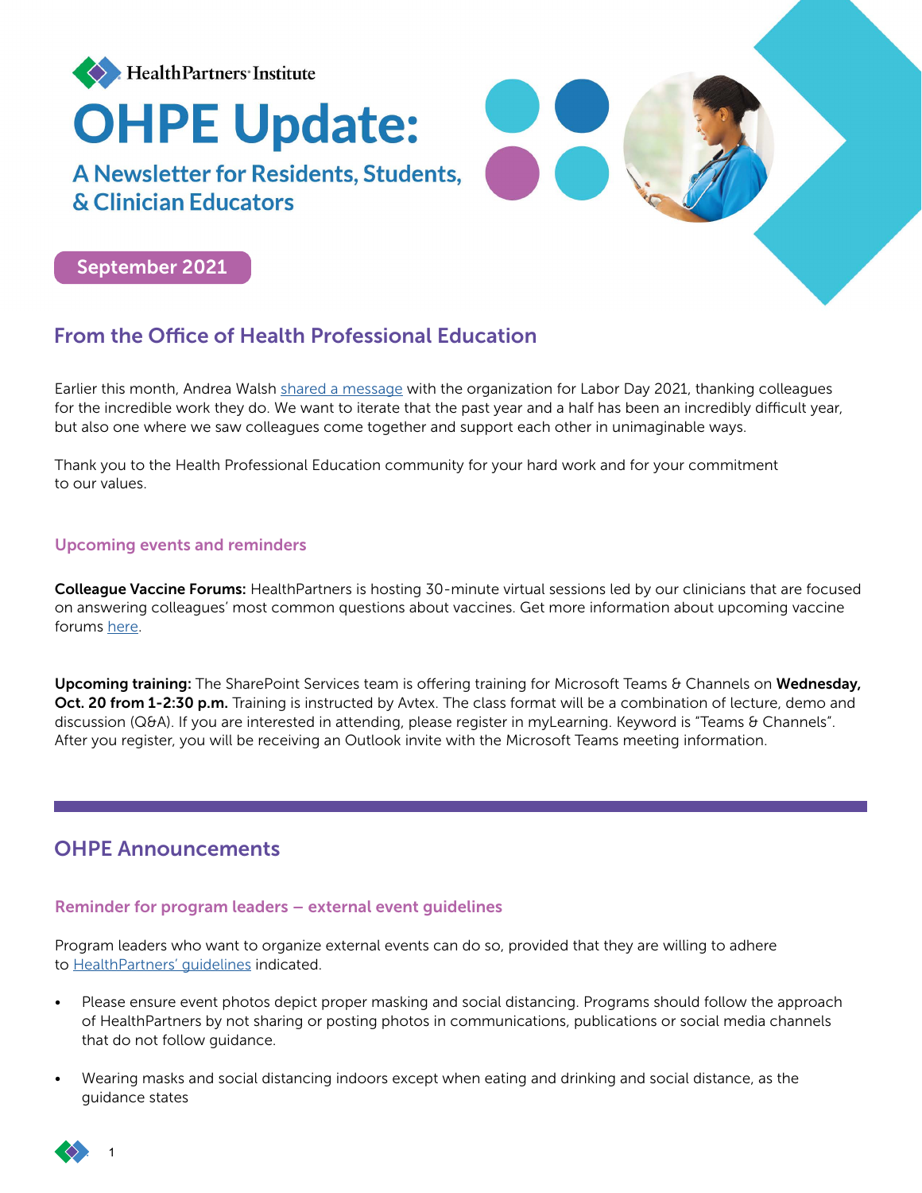HealthPartners Institute

# OHPE Update:

## A Newsletter for Residents, Students, & Clinician Educators

**September 2021**

## From the Office of Health Professional Education

Earlier this month, Andrea Walsh shared a message with the organization for Labor Day 2021, thanking colleagues for the incredible work they do. We want to iterate that the past year and a half has been an incredibly difficult year, but also one where we saw colleagues come together and support each other in unimaginable ways.

Thank you to the Health Professional Education community for your hard work and for your commitment to our values.

### Upcoming events and reminders

**Colleague Vaccine Forums:** HealthPartners is hosting 30-minute virtual sessions led by our clinicians that are focused on answering colleagues' most common questions about vaccines. Get more information about upcoming vaccine forums here.

**Upcoming training:** The SharePoint Services team is offering training for Microsoft Teams & Channels on **Wednesday, Oct. 20 from 1-2:30 p.m.** Training is instructed by Avtex. The class format will be a combination of lecture, demo and discussion (Q&A). If you are interested in attending, please register in myLearning. Keyword is "Teams & Channels". After you register, you will be receiving an Outlook invite with the Microsoft Teams meeting information.

## OHPE Announcements

### Reminder for program leaders – external event guidelines

Program leaders who want to organize external events can do so, provided that they are willing to adhere to HealthPartners' guidelines indicated.

- Please ensure event photos depict proper masking and social distancing. Programs should follow the approach of HealthPartners by not sharing or posting photos in communications, publications or social media channels that do not follow guidance.
- Wearing masks and social distancing indoors except when eating and drinking and social distance, as the guidance states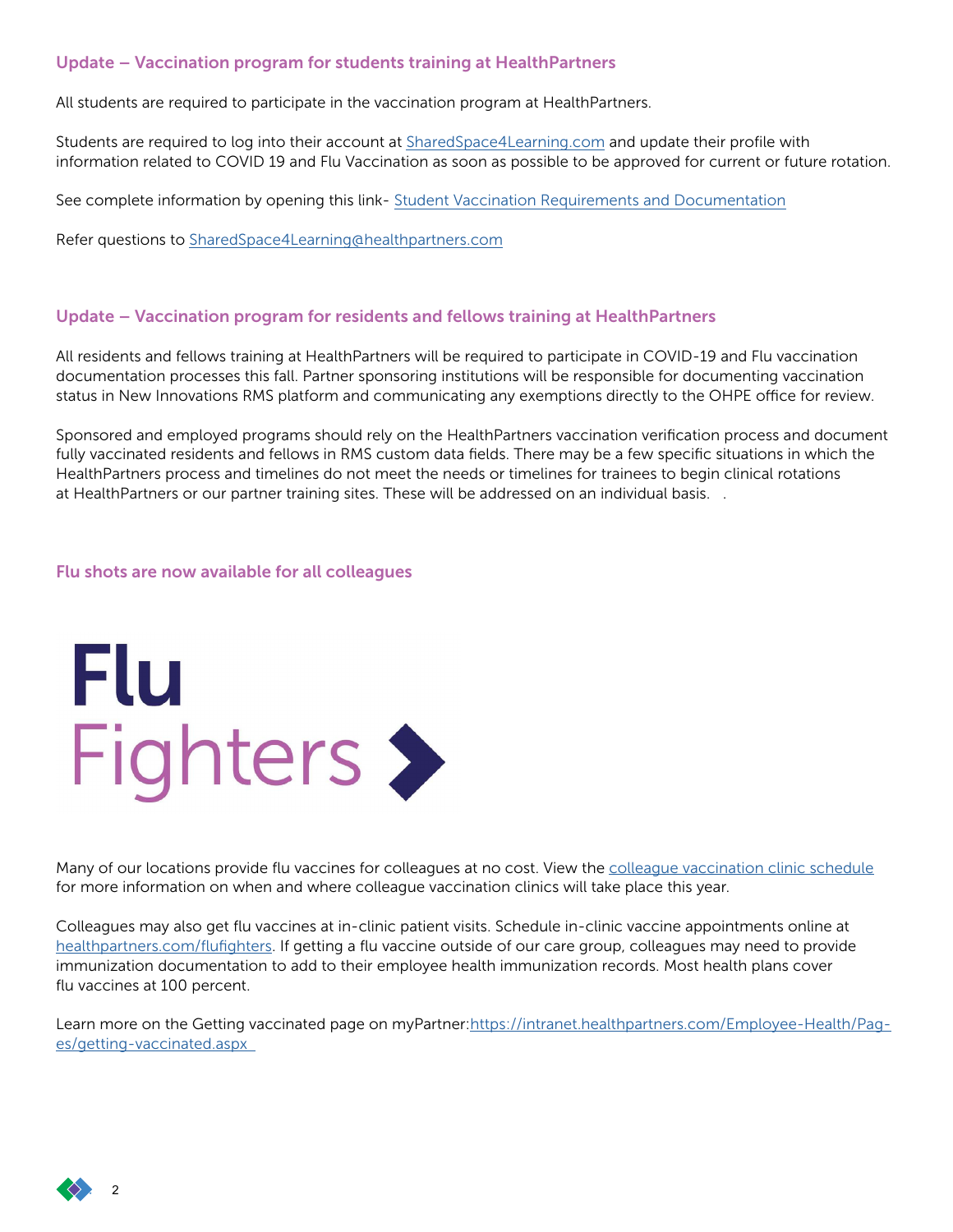## Update – Vaccination program for students training at HealthPartners

All students are required to participate in the vaccination program at HealthPartners.

Students are required to log into their account at SharedSpace4Learning.com and update their profile with information related to COVID 19 and Flu Vaccination as soon as possible to be approved for current or future rotation.

See complete information by opening this link- Student Vaccination Requirements and Documentation

Refer questions to SharedSpace4Learning@healthpartners.com

## Update – Vaccination program for residents and fellows training at HealthPartners

All residents and fellows training at HealthPartners will be required to participate in COVID-19 and Flu vaccination documentation processes this fall. Partner sponsoring institutions will be responsible for documenting vaccination status in New Innovations RMS platform and communicating any exemptions directly to the OHPE office for review.

Sponsored and employed programs should rely on the HealthPartners vaccination verification process and document fully vaccinated residents and fellows in RMS custom data fields. There may be a few specific situations in which the HealthPartners process and timelines do not meet the needs or timelines for trainees to begin clinical rotations at HealthPartners or our partner training sites. These will be addressed on an individual basis.

## Flu shots are now available for all colleagues

**Flu**
Fighters

Many of our locations provide flu vaccines for colleagues at no cost. View the colleague vaccination clinic schedule for more information on when and where colleague vaccination clinics will take place this year.

Colleagues may also get flu vaccines at in-clinic patient visits. Schedule in-clinic vaccine appointments online at healthpartners.com/flufighters. If getting a flu vaccine outside of our care group, colleagues may need to provide immunization documentation to add to their employee health immunization records. Most health plans cover flu vaccines at 100 percent.

Learn more on the Getting vaccinated page on myPartner: https://intranet.healthpartners.com/Employee-Health/Pages/getting-vaccinated.aspx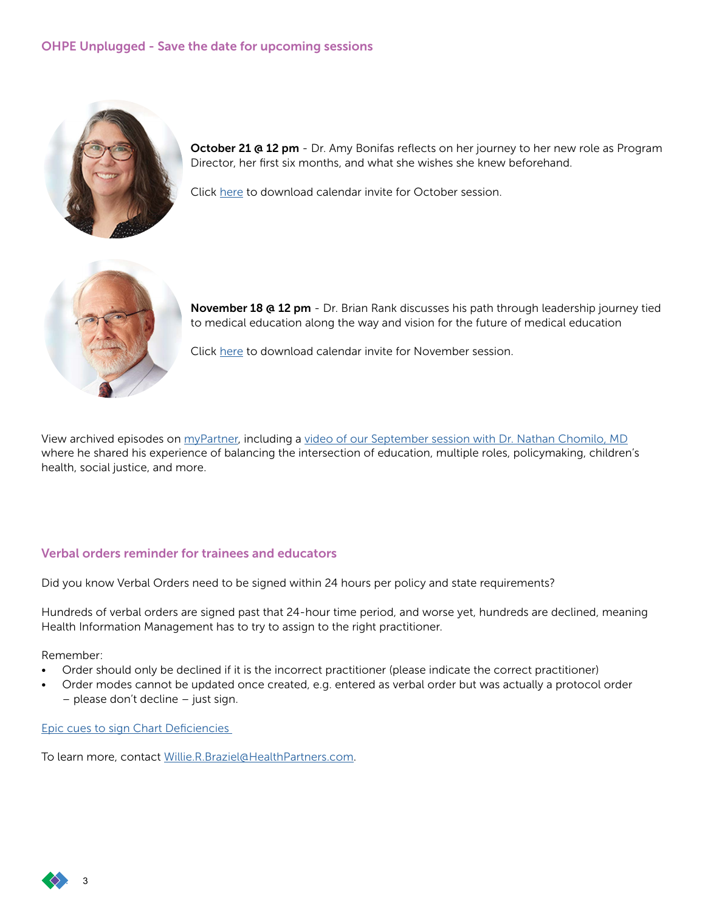## OHPE Unplugged - Save the date for upcoming sessions

**October 21 @ 12 pm** - Dr. Amy Bonifas reflects on her journey to her new role as Program Director, her first six months, and what she wishes she knew beforehand.

Click here to download calendar invite for October session.

**November 18 @ 12 pm** - Dr. Brian Rank discusses his path through leadership journey tied to medical education along the way and vision for the future of medical education

Click here to download calendar invite for November session.

View archived episodes on myPartner, including a video of our September session with Dr. Nathan Chomilo, MD where he shared his experience of balancing the intersection of education, multiple roles, policymaking, children's health, social justice, and more.

## Verbal orders reminder for trainees and educators

Did you know Verbal Orders need to be signed within 24 hours per policy and state requirements?

Hundreds of verbal orders are signed past that 24-hour time period, and worse yet, hundreds are declined, meaning Health Information Management has to try to assign to the right practitioner.

Remember:

- Order should only be declined if it is the incorrect practitioner (please indicate the correct practitioner)
- Order modes cannot be updated once created, e.g. entered as verbal order but was actually a protocol order – please don't decline – just sign.

Epic cues to sign Chart Deficiencies

To learn more, contact Willie.R.Braziel@HealthPartners.com.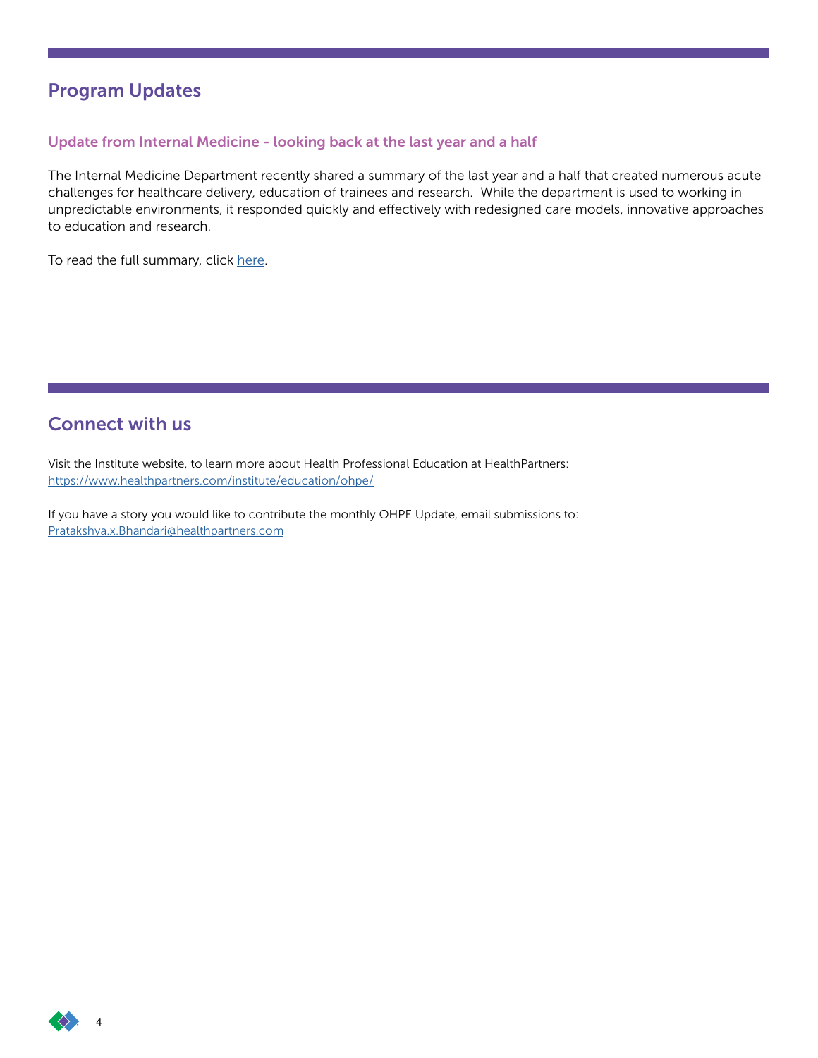## Program Updates

### Update from Internal Medicine - looking back at the last year and a half

The Internal Medicine Department recently shared a summary of the last year and a half that created numerous acute challenges for healthcare delivery, education of trainees and research. While the department is used to working in unpredictable environments, it responded quickly and effectively with redesigned care models, innovative approaches to education and research.

To read the full summary, click here.

## Connect with us

Visit the Institute website, to learn more about Health Professional Education at HealthPartners:
https://www.healthpartners.com/institute/education/ohpe/

If you have a story you would like to contribute the monthly OHPE Update, email submissions to:
Pratakshya.x.Bhandari@healthpartners.com